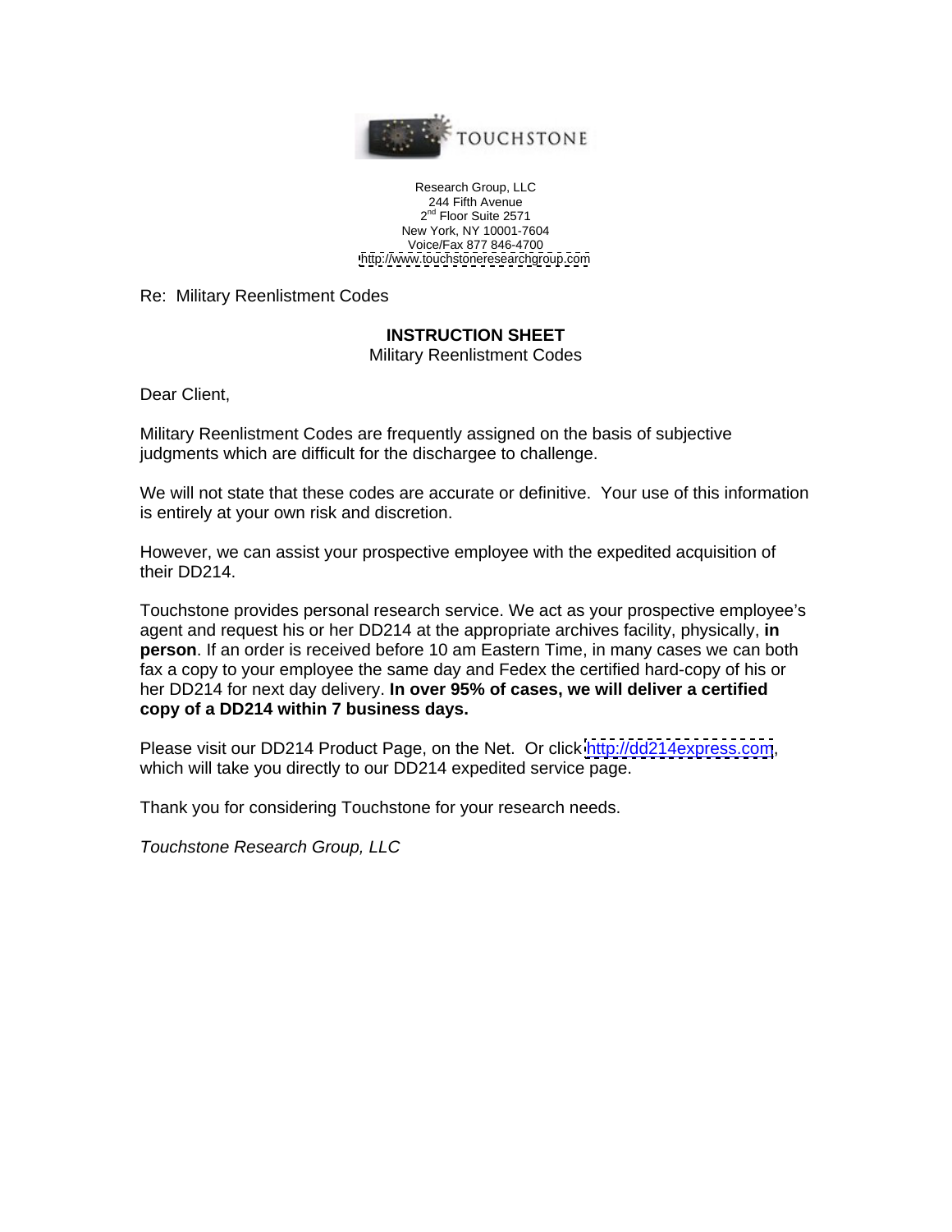TOUCHSTONE

Research Group, LLC
244 Fifth Avenue
2nd Floor Suite 2571
New York, NY 10001-7604
Voice/Fax 877 846-4700
http://www.touchstoneresearchgroup.com

Re: Military Reenlistment Codes

**INSTRUCTION SHEET**
Military Reenlistment Codes

Dear Client,

Military Reenlistment Codes are frequently assigned on the basis of subjective judgments which are difficult for the dischargee to challenge.

We will not state that these codes are accurate or definitive. Your use of this information is entirely at your own risk and discretion.

However, we can assist your prospective employee with the expedited acquisition of their DD214.

Touchstone provides personal research service. We act as your prospective employee's agent and request his or her DD214 at the appropriate archives facility, physically, **in person**. If an order is received before 10 am Eastern Time, in many cases we can both fax a copy to your employee the same day and Fedex the certified hard-copy of his or her DD214 for next day delivery. **In over 95% of cases, we will deliver a certified copy of a DD214 within 7 business days.**

Please visit our DD214 Product Page, on the Net. Or click http://dd214express.com, which will take you directly to our DD214 expedited service page.

Thank you for considering Touchstone for your research needs.

*Touchstone Research Group, LLC*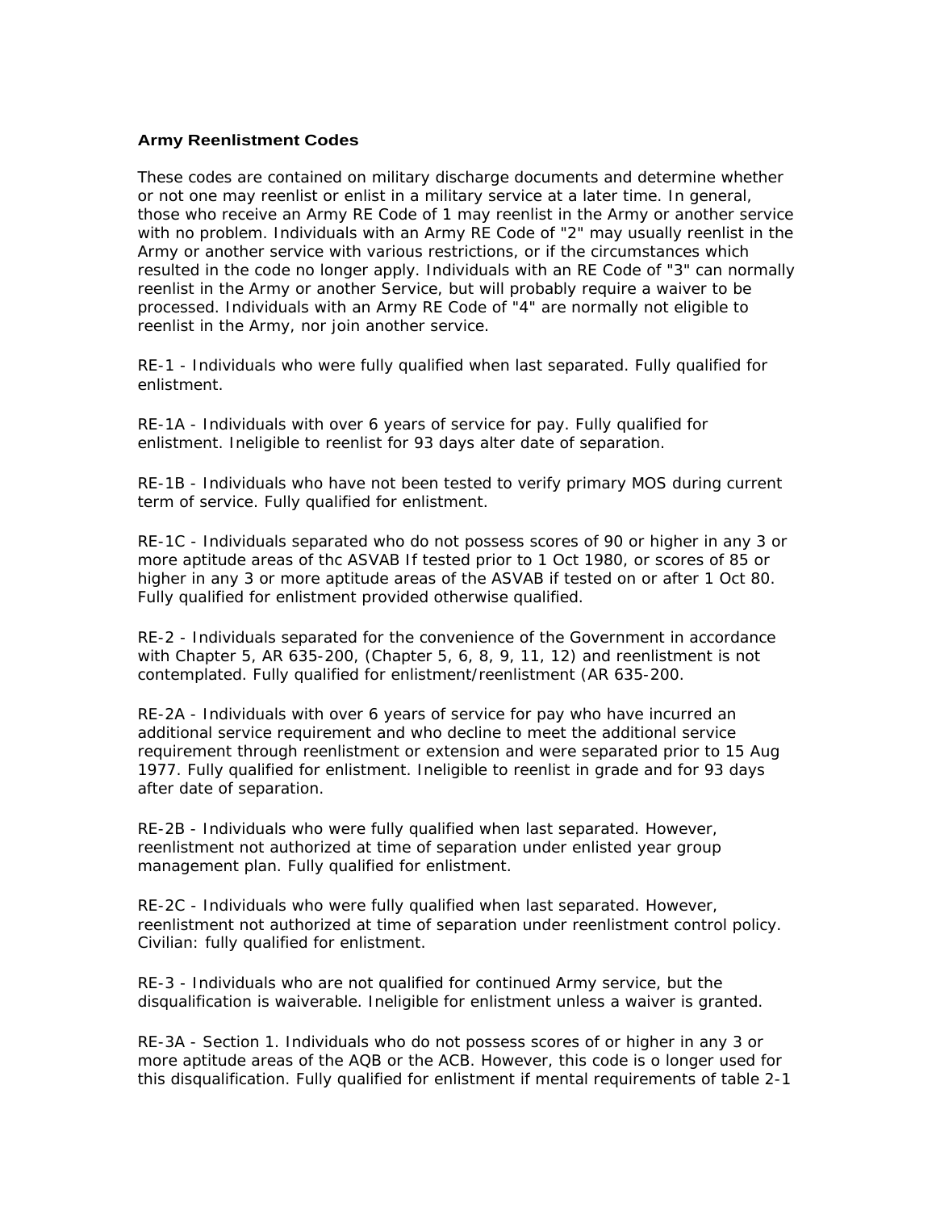**Army Reenlistment Codes**

These codes are contained on military discharge documents and determine whether or not one may reenlist or enlist in a military service at a later time. In general, those who receive an Army RE Code of 1 may reenlist in the Army or another service with no problem. Individuals with an Army RE Code of "2" may usually reenlist in the Army or another service with various restrictions, or if the circumstances which resulted in the code no longer apply. Individuals with an RE Code of "3" can normally reenlist in the Army or another Service, but will probably require a waiver to be processed. Individuals with an Army RE Code of "4" are normally not eligible to reenlist in the Army, nor join another service.

RE-1 - Individuals who were fully qualified when last separated. Fully qualified for enlistment.

RE-1A - Individuals with over 6 years of service for pay. Fully qualified for enlistment. Ineligible to reenlist for 93 days alter date of separation.

RE-1B - Individuals who have not been tested to verify primary MOS during current term of service. Fully qualified for enlistment.

RE-1C - Individuals separated who do not possess scores of 90 or higher in any 3 or more aptitude areas of thc ASVAB If tested prior to 1 Oct 1980, or scores of 85 or higher in any 3 or more aptitude areas of the ASVAB if tested on or after 1 Oct 80. Fully qualified for enlistment provided otherwise qualified.

RE-2 - Individuals separated for the convenience of the Government in accordance with Chapter 5, AR 635-200, (Chapter 5, 6, 8, 9, 11, 12) and reenlistment is not contemplated. Fully qualified for enlistment/reenlistment (AR 635-200.

RE-2A - Individuals with over 6 years of service for pay who have incurred an additional service requirement and who decline to meet the additional service requirement through reenlistment or extension and were separated prior to 15 Aug 1977. Fully qualified for enlistment. Ineligible to reenlist in grade and for 93 days after date of separation.

RE-2B - Individuals who were fully qualified when last separated. However, reenlistment not authorized at time of separation under enlisted year group management plan. Fully qualified for enlistment.

RE-2C - Individuals who were fully qualified when last separated. However, reenlistment not authorized at time of separation under reenlistment control policy. Civilian: fully qualified for enlistment.

RE-3 - Individuals who are not qualified for continued Army service, but the disqualification is waiverable. Ineligible for enlistment unless a waiver is granted.

RE-3A - Section 1. Individuals who do not possess scores of or higher in any 3 or more aptitude areas of the AQB or the ACB. However, this code is o longer used for this disqualification. Fully qualified for enlistment if mental requirements of table 2-1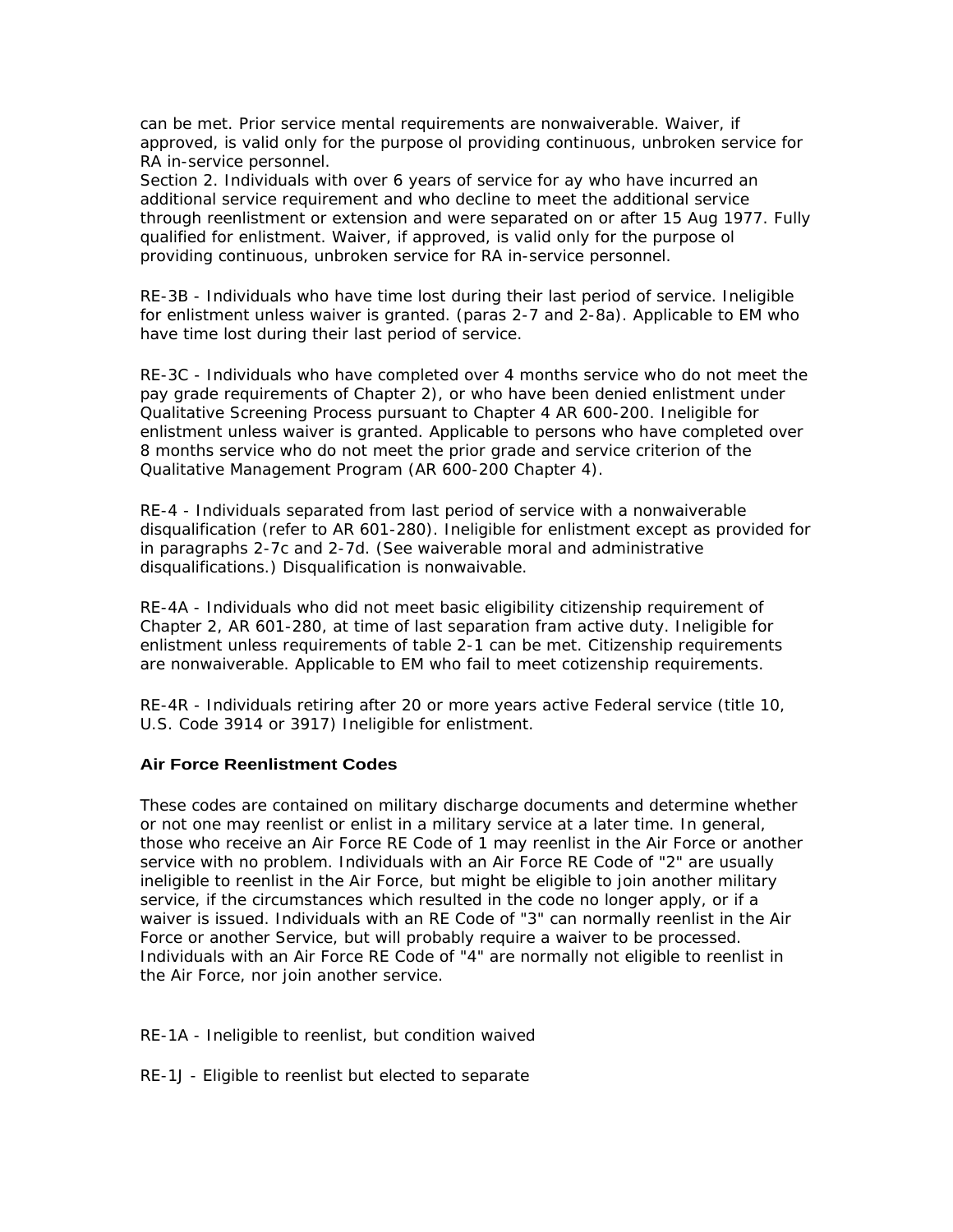can be met. Prior service mental requirements are nonwaiverable. Waiver, if approved, is valid only for the purpose ol providing continuous, unbroken service for RA in-service personnel.
Section 2. Individuals with over 6 years of service for ay who have incurred an additional service requirement and who decline to meet the additional service through reenlistment or extension and were separated on or after 15 Aug 1977. Fully qualified for enlistment. Waiver, if approved, is valid only for the purpose ol providing continuous, unbroken service for RA in-service personnel.

RE-3B - Individuals who have time lost during their last period of service. Ineligible for enlistment unless waiver is granted. (paras 2-7 and 2-8a). Applicable to EM who have time lost during their last period of service.

RE-3C - Individuals who have completed over 4 months service who do not meet the pay grade requirements of Chapter 2), or who have been denied enlistment under Qualitative Screening Process pursuant to Chapter 4 AR 600-200. Ineligible for enlistment unless waiver is granted. Applicable to persons who have completed over 8 months service who do not meet the prior grade and service criterion of the Qualitative Management Program (AR 600-200 Chapter 4).

RE-4 - Individuals separated from last period of service with a nonwaiverable disqualification (refer to AR 601-280). Ineligible for enlistment except as provided for in paragraphs 2-7c and 2-7d. (See waiverable moral and administrative disqualifications.) Disqualification is nonwaivable.

RE-4A - Individuals who did not meet basic eligibility citizenship requirement of Chapter 2, AR 601-280, at time of last separation fram active duty. Ineligible for enlistment unless requirements of table 2-1 can be met. Citizenship requirements are nonwaiverable. Applicable to EM who fail to meet cotizenship requirements.

RE-4R - Individuals retiring after 20 or more years active Federal service (title 10, U.S. Code 3914 or 3917) Ineligible for enlistment.

**Air Force Reenlistment Codes**

These codes are contained on military discharge documents and determine whether or not one may reenlist or enlist in a military service at a later time. In general, those who receive an Air Force RE Code of 1 may reenlist in the Air Force or another service with no problem. Individuals with an Air Force RE Code of "2" are usually ineligible to reenlist in the Air Force, but might be eligible to join another military service, if the circumstances which resulted in the code no longer apply, or if a waiver is issued. Individuals with an RE Code of "3" can normally reenlist in the Air Force or another Service, but will probably require a waiver to be processed. Individuals with an Air Force RE Code of "4" are normally not eligible to reenlist in the Air Force, nor join another service.

RE-1A - Ineligible to reenlist, but condition waived

RE-1J - Eligible to reenlist but elected to separate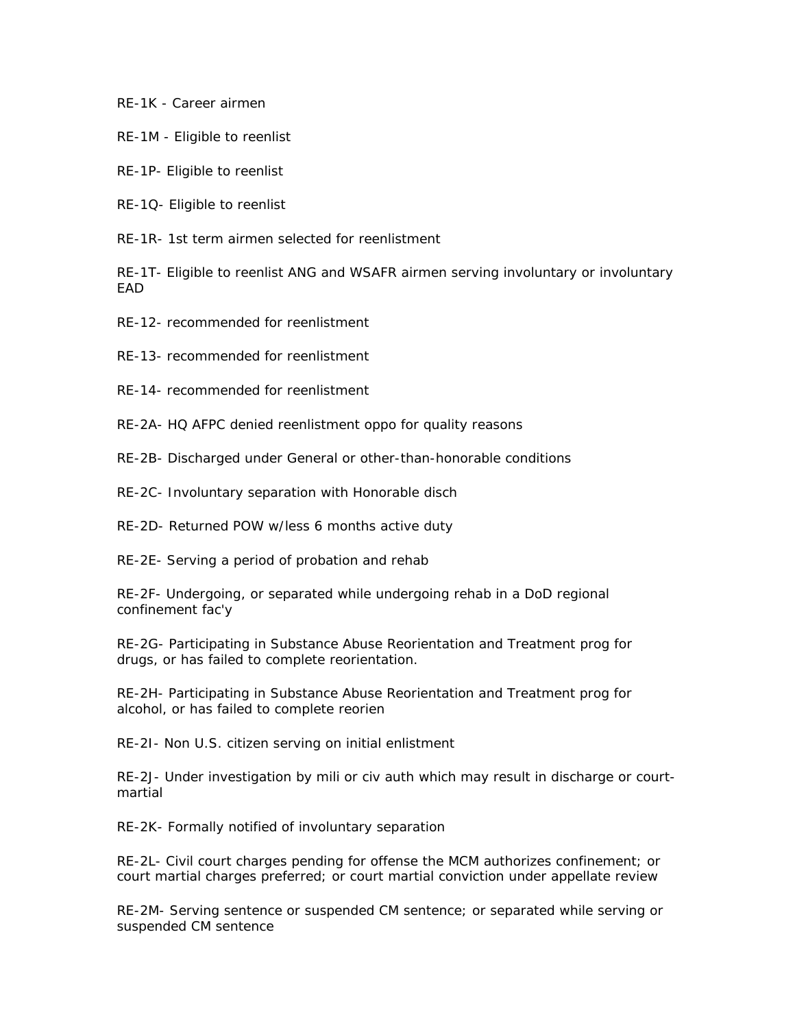RE-1K - Career airmen

RE-1M - Eligible to reenlist

RE-1P- Eligible to reenlist

RE-1Q- Eligible to reenlist

RE-1R- 1st term airmen selected for reenlistment

RE-1T- Eligible to reenlist ANG and WSAFR airmen serving involuntary or involuntary EAD

RE-12- recommended for reenlistment

RE-13- recommended for reenlistment

RE-14- recommended for reenlistment

RE-2A- HQ AFPC denied reenlistment oppo for quality reasons

RE-2B- Discharged under General or other-than-honorable conditions

RE-2C- Involuntary separation with Honorable disch

RE-2D- Returned POW w/less 6 months active duty

RE-2E- Serving a period of probation and rehab

RE-2F- Undergoing, or separated while undergoing rehab in a DoD regional confinement fac'y

RE-2G- Participating in Substance Abuse Reorientation and Treatment prog for drugs, or has failed to complete reorientation.

RE-2H- Participating in Substance Abuse Reorientation and Treatment prog for alcohol, or has failed to complete reorien

RE-2I- Non U.S. citizen serving on initial enlistment

RE-2J- Under investigation by mili or civ auth which may result in discharge or court-martial

RE-2K- Formally notified of involuntary separation

RE-2L- Civil court charges pending for offense the MCM authorizes confinement; or court martial charges preferred; or court martial conviction under appellate review

RE-2M- Serving sentence or suspended CM sentence; or separated while serving or suspended CM sentence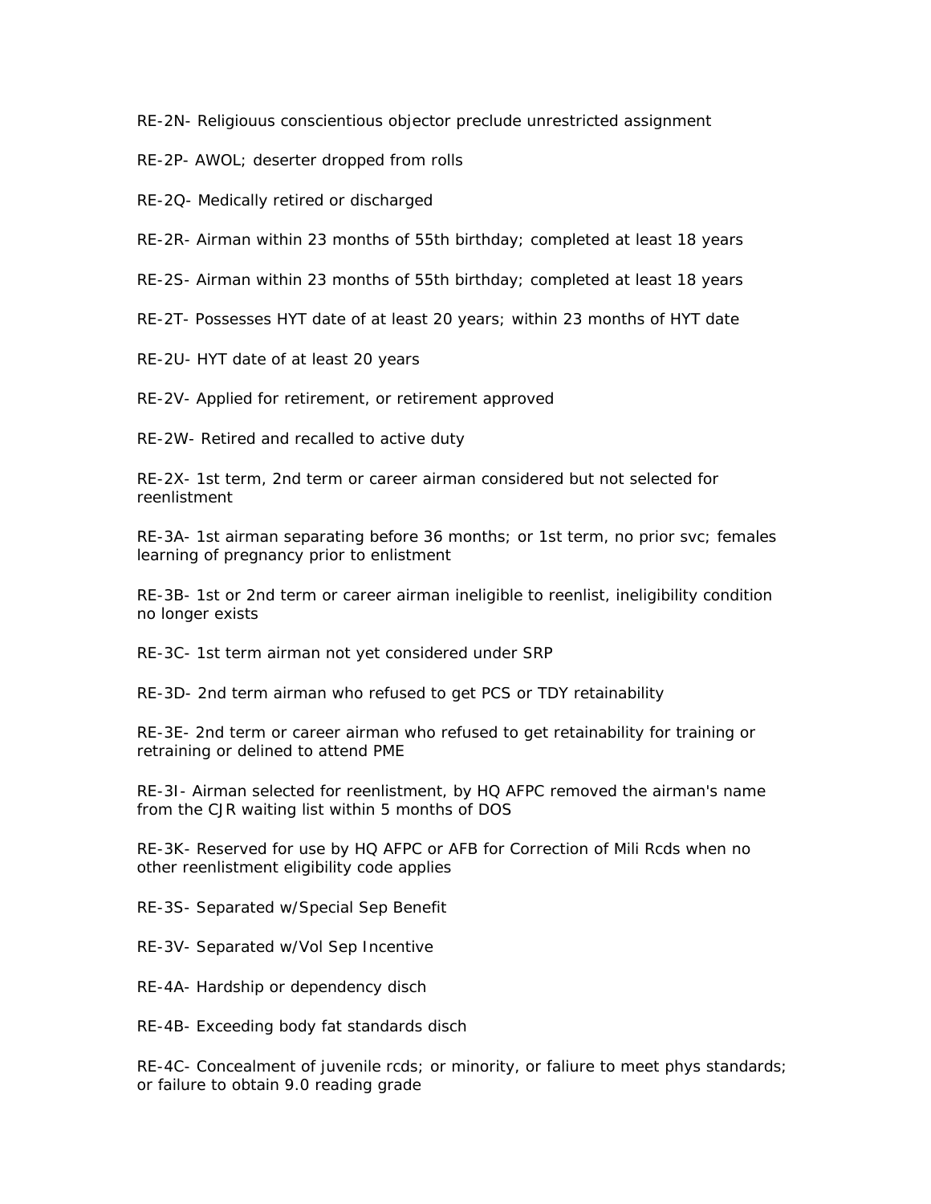RE-2N- Religiouus conscientious objector preclude unrestricted assignment

RE-2P- AWOL; deserter dropped from rolls

RE-2Q- Medically retired or discharged

RE-2R- Airman within 23 months of 55th birthday; completed at least 18 years

RE-2S- Airman within 23 months of 55th birthday; completed at least 18 years

RE-2T- Possesses HYT date of at least 20 years; within 23 months of HYT date

RE-2U- HYT date of at least 20 years

RE-2V- Applied for retirement, or retirement approved

RE-2W- Retired and recalled to active duty

RE-2X- 1st term, 2nd term or career airman considered but not selected for reenlistment

RE-3A- 1st airman separating before 36 months; or 1st term, no prior svc; females learning of pregnancy prior to enlistment

RE-3B- 1st or 2nd term or career airman ineligible to reenlist, ineligibility condition no longer exists

RE-3C- 1st term airman not yet considered under SRP

RE-3D- 2nd term airman who refused to get PCS or TDY retainability

RE-3E- 2nd term or career airman who refused to get retainability for training or retraining or delined to attend PME

RE-3I- Airman selected for reenlistment, by HQ AFPC removed the airman's name from the CJR waiting list within 5 months of DOS

RE-3K- Reserved for use by HQ AFPC or AFB for Correction of Mili Rcds when no other reenlistment eligibility code applies

RE-3S- Separated w/Special Sep Benefit

RE-3V- Separated w/Vol Sep Incentive

RE-4A- Hardship or dependency disch

RE-4B- Exceeding body fat standards disch

RE-4C- Concealment of juvenile rcds; or minority, or faliure to meet phys standards; or failure to obtain 9.0 reading grade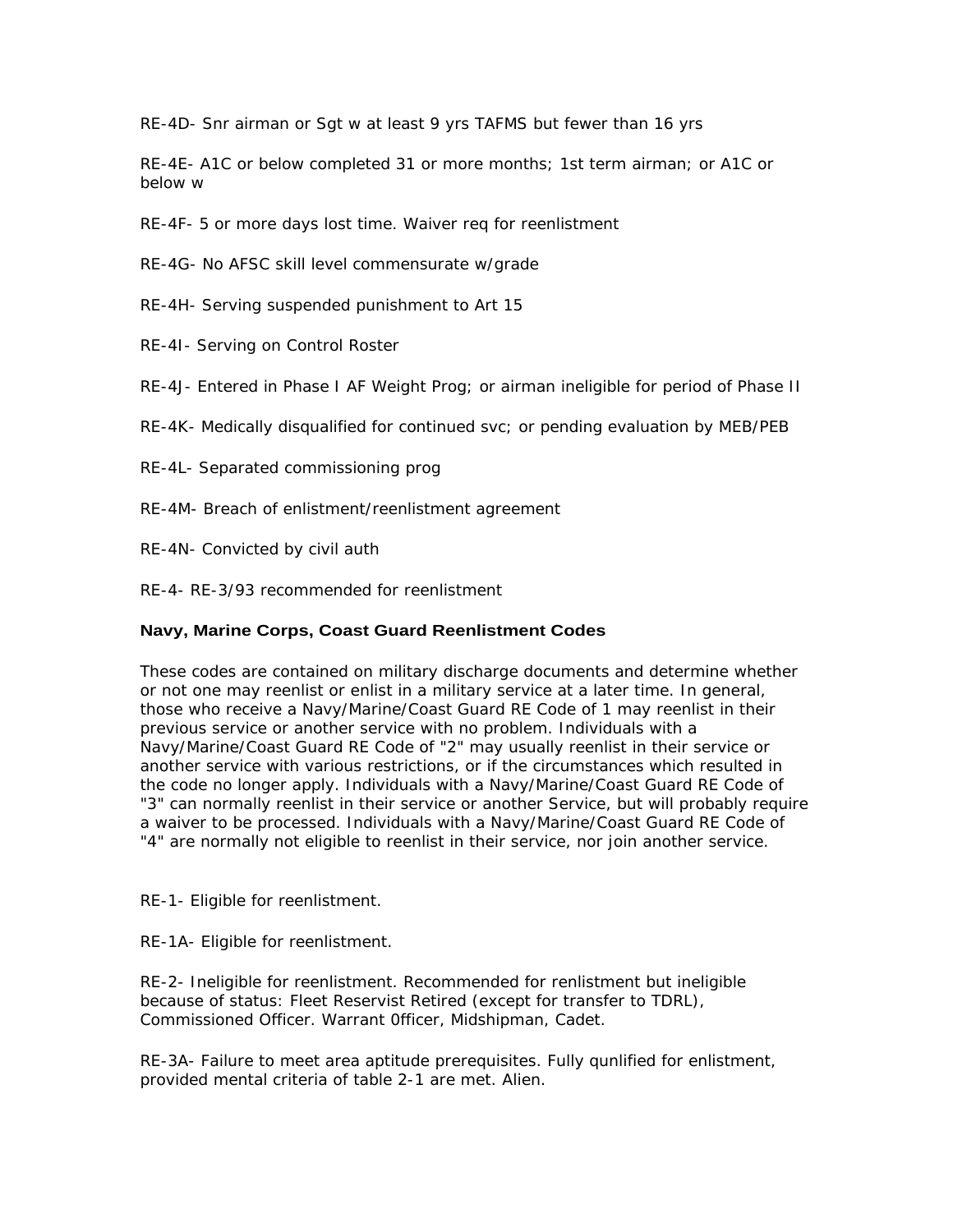RE-4D- Snr airman or Sgt w at least 9 yrs TAFMS but fewer than 16 yrs

RE-4E- A1C or below completed 31 or more months; 1st term airman; or A1C or below w

RE-4F- 5 or more days lost time. Waiver req for reenlistment

RE-4G- No AFSC skill level commensurate w/grade

RE-4H- Serving suspended punishment to Art 15

RE-4I- Serving on Control Roster

RE-4J- Entered in Phase I AF Weight Prog; or airman ineligible for period of Phase II

RE-4K- Medically disqualified for continued svc; or pending evaluation by MEB/PEB

RE-4L- Separated commissioning prog

RE-4M- Breach of enlistment/reenlistment agreement

RE-4N- Convicted by civil auth

RE-4- RE-3/93 recommended for reenlistment

**Navy, Marine Corps, Coast Guard Reenlistment Codes**

These codes are contained on military discharge documents and determine whether or not one may reenlist or enlist in a military service at a later time. In general, those who receive a Navy/Marine/Coast Guard RE Code of 1 may reenlist in their previous service or another service with no problem. Individuals with a Navy/Marine/Coast Guard RE Code of "2" may usually reenlist in their service or another service with various restrictions, or if the circumstances which resulted in the code no longer apply. Individuals with a Navy/Marine/Coast Guard RE Code of "3" can normally reenlist in their service or another Service, but will probably require a waiver to be processed. Individuals with a Navy/Marine/Coast Guard RE Code of "4" are normally not eligible to reenlist in their service, nor join another service.

RE-1- Eligible for reenlistment.

RE-1A- Eligible for reenlistment.

RE-2- Ineligible for reenlistment. Recommended for renlistment but ineligible because of status: Fleet Reservist Retired (except for transfer to TDRL), Commissioned Officer. Warrant 0fficer, Midshipman, Cadet.

RE-3A- Failure to meet area aptitude prerequisites. Fully qunlified for enlistment, provided mental criteria of table 2-1 are met. Alien.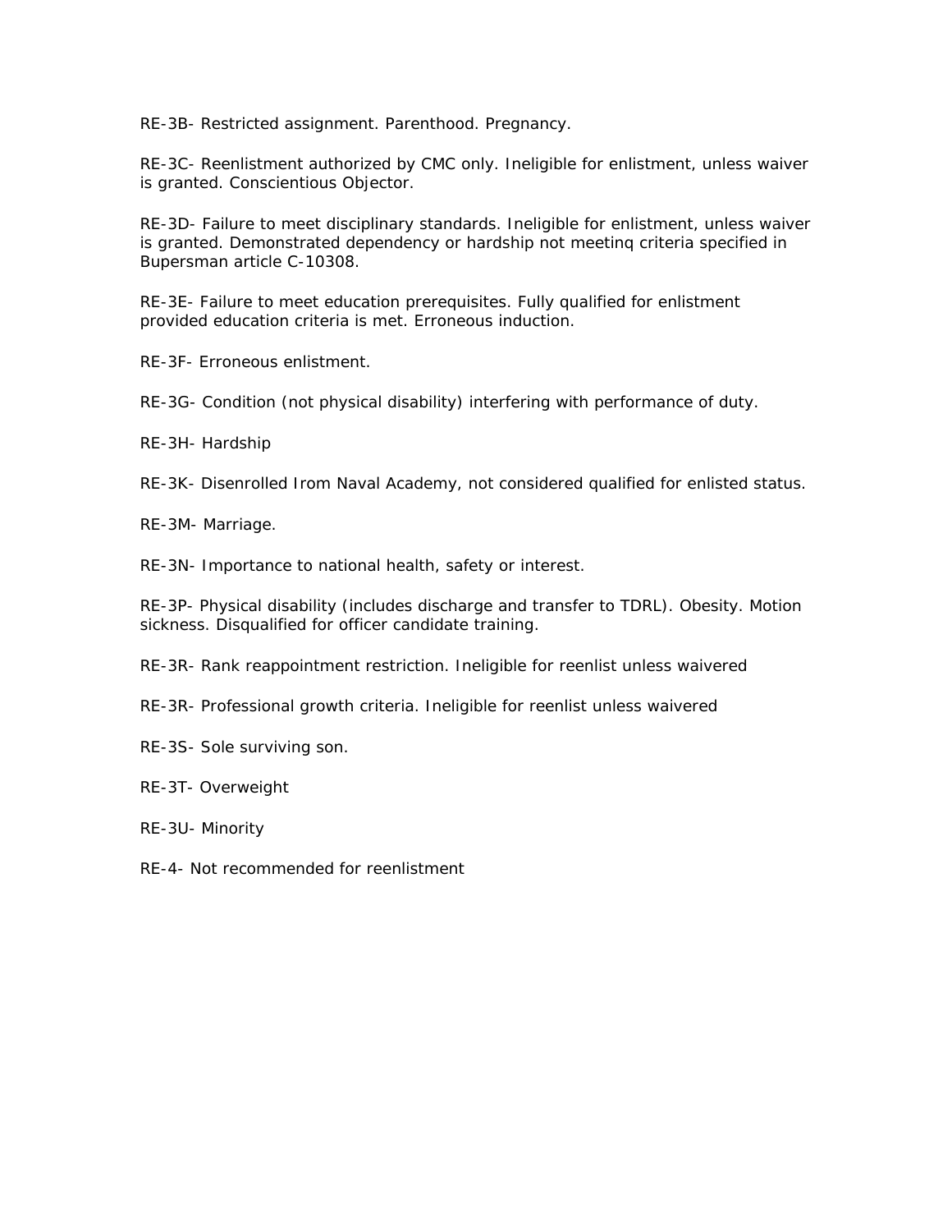RE-3B- Restricted assignment. Parenthood. Pregnancy.

RE-3C- Reenlistment authorized by CMC only. Ineligible for enlistment, unless waiver is granted. Conscientious Objector.

RE-3D- Failure to meet disciplinary standards. Ineligible for enlistment, unless waiver is granted. Demonstrated dependency or hardship not meetinq criteria specified in Bupersman article C-10308.

RE-3E- Failure to meet education prerequisites. Fully qualified for enlistment provided education criteria is met. Erroneous induction.

RE-3F- Erroneous enlistment.

RE-3G- Condition (not physical disability) interfering with performance of duty.

RE-3H- Hardship

RE-3K- Disenrolled Irom Naval Academy, not considered qualified for enlisted status.

RE-3M- Marriage.

RE-3N- Importance to national health, safety or interest.

RE-3P- Physical disability (includes discharge and transfer to TDRL). Obesity. Motion sickness. Disqualified for officer candidate training.

RE-3R- Rank reappointment restriction. Ineligible for reenlist unless waivered

RE-3R- Professional growth criteria. Ineligible for reenlist unless waivered

RE-3S- Sole surviving son.

RE-3T- Overweight

RE-3U- Minority

RE-4- Not recommended for reenlistment